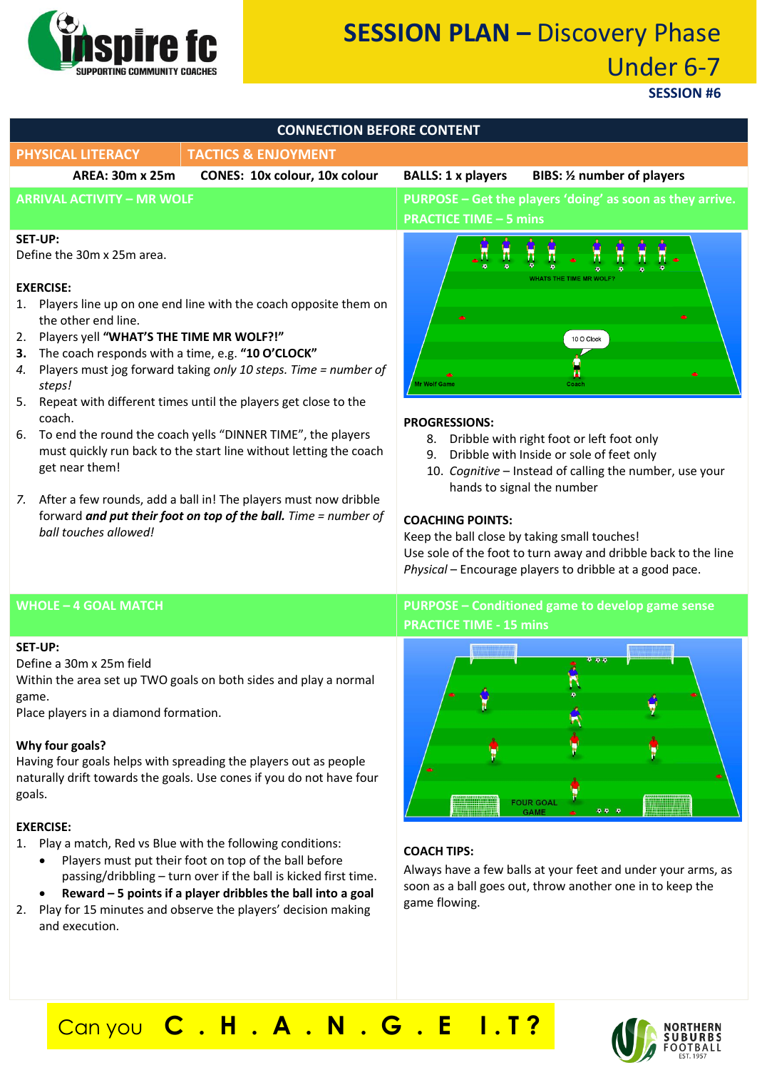# SESSION PLAN – Discovery Phase Under 6-7

**SESSION #6**

## CONNECTION BEFORE CONTENT

| PHYSICAL LITERACY | TACTICS & ENJOYMENT |
|---|---|

**AREA: 30m x 25m** **CONES: 10x colour, 10x colour** **BALLS: 1 x players** **BIBS: ½ number of players**

## ARRIVAL ACTIVITY – MR WOLF

**PURPOSE – Get the players 'doing' as soon as they arrive.**
**PRACTICE TIME – 5 mins**

**SET-UP:**
Define the 30m x 25m area.

**EXERCISE:**

1. Players line up on one end line with the coach opposite them on the other end line.
2. Players yell **"WHAT'S THE TIME MR WOLF?!"**
3. **The coach responds with a time, e.g. "10 O'CLOCK"**
4. *Players must jog forward taking only 10 steps. Time = number of steps!*
5. Repeat with different times until the players get close to the coach.
6. To end the round the coach yells "DINNER TIME", the players must quickly run back to the start line without letting the coach get near them!
7. After a few rounds, add a ball in! The players must now dribble forward ***and put their foot on top of the ball.*** *Time = number of ball touches allowed!*

**PROGRESSIONS:**

8. Dribble with right foot or left foot only
9. Dribble with Inside or sole of feet only
10. *Cognitive* – Instead of calling the number, use your hands to signal the number

**COACHING POINTS:**
Keep the ball close by taking small touches!
Use sole of the foot to turn away and dribble back to the line
*Physical* – Encourage players to dribble at a good pace.

## WHOLE – 4 GOAL MATCH

**PURPOSE – Conditioned game to develop game sense**
**PRACTICE TIME - 15 mins**

**SET-UP:**
Define a 30m x 25m field
Within the area set up TWO goals on both sides and play a normal game.
Place players in a diamond formation.

**Why four goals?**
Having four goals helps with spreading the players out as people naturally drift towards the goals. Use cones if you do not have four goals.

**EXERCISE:**

1. Play a match, Red vs Blue with the following conditions:
   - Players must put their foot on top of the ball before passing/dribbling – turn over if the ball is kicked first time.
   - **Reward – 5 points if a player dribbles the ball into a goal**
2. Play for 15 minutes and observe the players' decision making and execution.

**COACH TIPS:**
Always have a few balls at your feet and under your arms, as soon as a ball goes out, throw another one in to keep the game flowing.

Can you **C . H . A . N . G . E I . T ?**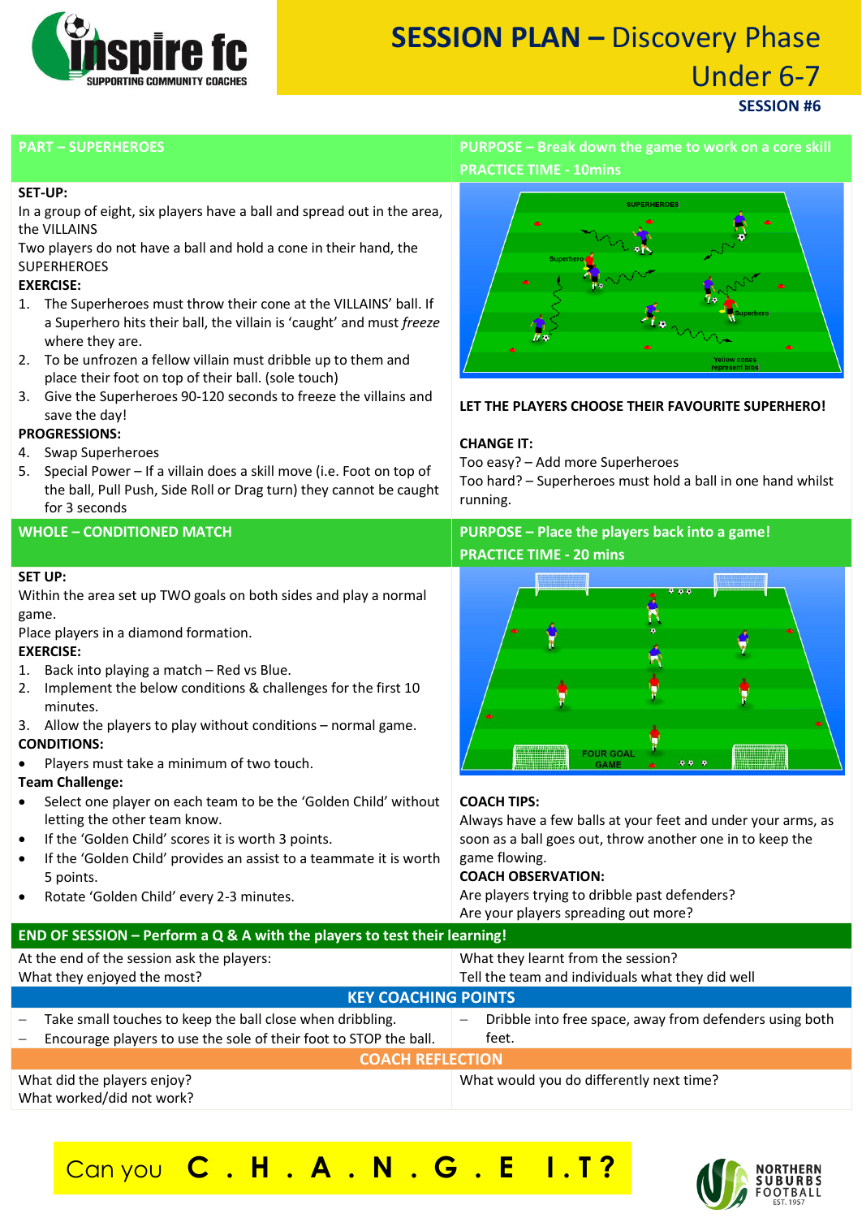# SESSION PLAN – Discovery Phase Under 6-7

**SESSION #6**

## PART – SUPERHEROES

**PURPOSE – Break down the game to work on a core skill**
**PRACTICE TIME - 10mins**

**SET-UP:**
In a group of eight, six players have a ball and spread out in the area, the VILLAINS
Two players do not have a ball and hold a cone in their hand, the SUPERHEROES

**EXERCISE:**

1. The Superheroes must throw their cone at the VILLAINS' ball. If a Superhero hits their ball, the villain is 'caught' and must *freeze* where they are.
2. To be unfrozen a fellow villain must dribble up to them and place their foot on top of their ball. (sole touch)
3. Give the Superheroes 90-120 seconds to freeze the villains and save the day!

**PROGRESSIONS:**

4. Swap Superheroes
5. Special Power – If a villain does a skill move (i.e. Foot on top of the ball, Pull Push, Side Roll or Drag turn) they cannot be caught for 3 seconds

SUPERHEROES
Superhero
Superhero
Yellow cones represent bibs

**LET THE PLAYERS CHOOSE THEIR FAVOURITE SUPERHERO!**

**CHANGE IT:**
Too easy? – Add more Superheroes
Too hard? – Superheroes must hold a ball in one hand whilst running.

## WHOLE – CONDITIONED MATCH

**PURPOSE – Place the players back into a game!**
**PRACTICE TIME - 20 mins**

**SET UP:**
Within the area set up TWO goals on both sides and play a normal game.
Place players in a diamond formation.

**EXERCISE:**

1. Back into playing a match – Red vs Blue.
2. Implement the below conditions & challenges for the first 10 minutes.
3. Allow the players to play without conditions – normal game.

**CONDITIONS:**

- Players must take a minimum of two touch.

**Team Challenge:**

- Select one player on each team to be the 'Golden Child' without letting the other team know.
- If the 'Golden Child' scores it is worth 3 points.
- If the 'Golden Child' provides an assist to a teammate it is worth 5 points.
- Rotate 'Golden Child' every 2-3 minutes.

FOUR GOAL GAME

**COACH TIPS:**
Always have a few balls at your feet and under your arms, as soon as a ball goes out, throw another one in to keep the game flowing.

**COACH OBSERVATION:**
Are players trying to dribble past defenders?
Are your players spreading out more?

## END OF SESSION – Perform a Q & A with the players to test their learning!

At the end of the session ask the players:
What they enjoyed the most?
What they learnt from the session?
Tell the team and individuals what they did well

## KEY COACHING POINTS

- Take small touches to keep the ball close when dribbling.
- Encourage players to use the sole of their foot to STOP the ball.
- Dribble into free space, away from defenders using both feet.

## COACH REFLECTION

What did the players enjoy?
What worked/did not work?
What would you do differently next time?

Can you C . H . A . N . G . E I . T ?